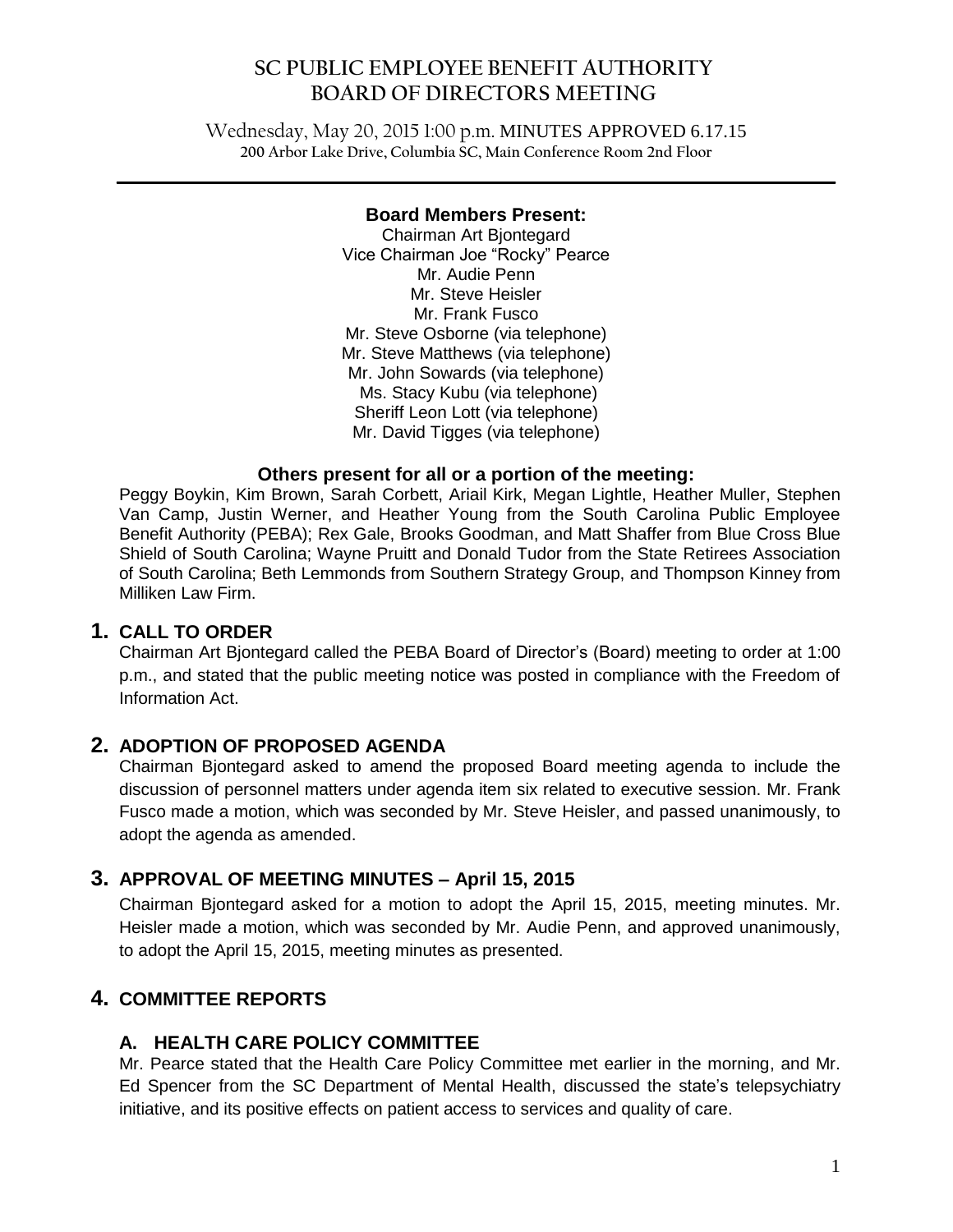# SC PUBLIC EMPLOYEE BENEFIT AUTHORITY BOARD OF DIRECTORS MEETING

Wednesday, May 20, 2015 1:00 p.m. **MINUTES APPROVED 6.17.15**
**200 Arbor Lake Drive, Columbia SC, Main Conference Room 2nd Floor**

---

**Board Members Present:**

Chairman Art Bjontegard
Vice Chairman Joe "Rocky" Pearce
Mr. Audie Penn
Mr. Steve Heisler
Mr. Frank Fusco
Mr. Steve Osborne (via telephone)
Mr. Steve Matthews (via telephone)
Mr. John Sowards (via telephone)
Ms. Stacy Kubu (via telephone)
Sheriff Leon Lott (via telephone)
Mr. David Tigges (via telephone)

**Others present for all or a portion of the meeting:**

Peggy Boykin, Kim Brown, Sarah Corbett, Ariail Kirk, Megan Lightle, Heather Muller, Stephen Van Camp, Justin Werner, and Heather Young from the South Carolina Public Employee Benefit Authority (PEBA); Rex Gale, Brooks Goodman, and Matt Shaffer from Blue Cross Blue Shield of South Carolina; Wayne Pruitt and Donald Tudor from the State Retirees Association of South Carolina; Beth Lemmonds from Southern Strategy Group, and Thompson Kinney from Milliken Law Firm.

## 1. CALL TO ORDER

Chairman Art Bjontegard called the PEBA Board of Director's (Board) meeting to order at 1:00 p.m., and stated that the public meeting notice was posted in compliance with the Freedom of Information Act.

## 2. ADOPTION OF PROPOSED AGENDA

Chairman Bjontegard asked to amend the proposed Board meeting agenda to include the discussion of personnel matters under agenda item six related to executive session. Mr. Frank Fusco made a motion, which was seconded by Mr. Steve Heisler, and passed unanimously, to adopt the agenda as amended.

## 3. APPROVAL OF MEETING MINUTES – April 15, 2015

Chairman Bjontegard asked for a motion to adopt the April 15, 2015, meeting minutes. Mr. Heisler made a motion, which was seconded by Mr. Audie Penn, and approved unanimously, to adopt the April 15, 2015, meeting minutes as presented.

## 4. COMMITTEE REPORTS

### A. HEALTH CARE POLICY COMMITTEE

Mr. Pearce stated that the Health Care Policy Committee met earlier in the morning, and Mr. Ed Spencer from the SC Department of Mental Health, discussed the state's telepsychiatry initiative, and its positive effects on patient access to services and quality of care.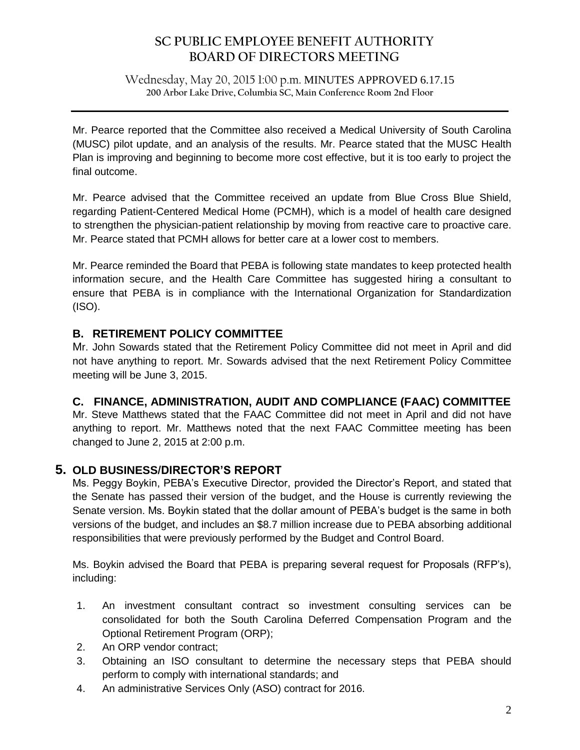Mr. Pearce reported that the Committee also received a Medical University of South Carolina (MUSC) pilot update, and an analysis of the results. Mr. Pearce stated that the MUSC Health Plan is improving and beginning to become more cost effective, but it is too early to project the final outcome.

Mr. Pearce advised that the Committee received an update from Blue Cross Blue Shield, regarding Patient-Centered Medical Home (PCMH), which is a model of health care designed to strengthen the physician-patient relationship by moving from reactive care to proactive care. Mr. Pearce stated that PCMH allows for better care at a lower cost to members.

Mr. Pearce reminded the Board that PEBA is following state mandates to keep protected health information secure, and the Health Care Committee has suggested hiring a consultant to ensure that PEBA is in compliance with the International Organization for Standardization (ISO).

### B. RETIREMENT POLICY COMMITTEE

Mr. John Sowards stated that the Retirement Policy Committee did not meet in April and did not have anything to report. Mr. Sowards advised that the next Retirement Policy Committee meeting will be June 3, 2015.

### C. FINANCE, ADMINISTRATION, AUDIT AND COMPLIANCE (FAAC) COMMITTEE

Mr. Steve Matthews stated that the FAAC Committee did not meet in April and did not have anything to report. Mr. Matthews noted that the next FAAC Committee meeting has been changed to June 2, 2015 at 2:00 p.m.

## 5. OLD BUSINESS/DIRECTOR'S REPORT

Ms. Peggy Boykin, PEBA's Executive Director, provided the Director's Report, and stated that the Senate has passed their version of the budget, and the House is currently reviewing the Senate version. Ms. Boykin stated that the dollar amount of PEBA's budget is the same in both versions of the budget, and includes an $8.7 million increase due to PEBA absorbing additional responsibilities that were previously performed by the Budget and Control Board.

Ms. Boykin advised the Board that PEBA is preparing several request for Proposals (RFP's), including:

1. An investment consultant contract so investment consulting services can be consolidated for both the South Carolina Deferred Compensation Program and the Optional Retirement Program (ORP);
2. An ORP vendor contract;
3. Obtaining an ISO consultant to determine the necessary steps that PEBA should perform to comply with international standards; and
4. An administrative Services Only (ASO) contract for 2016.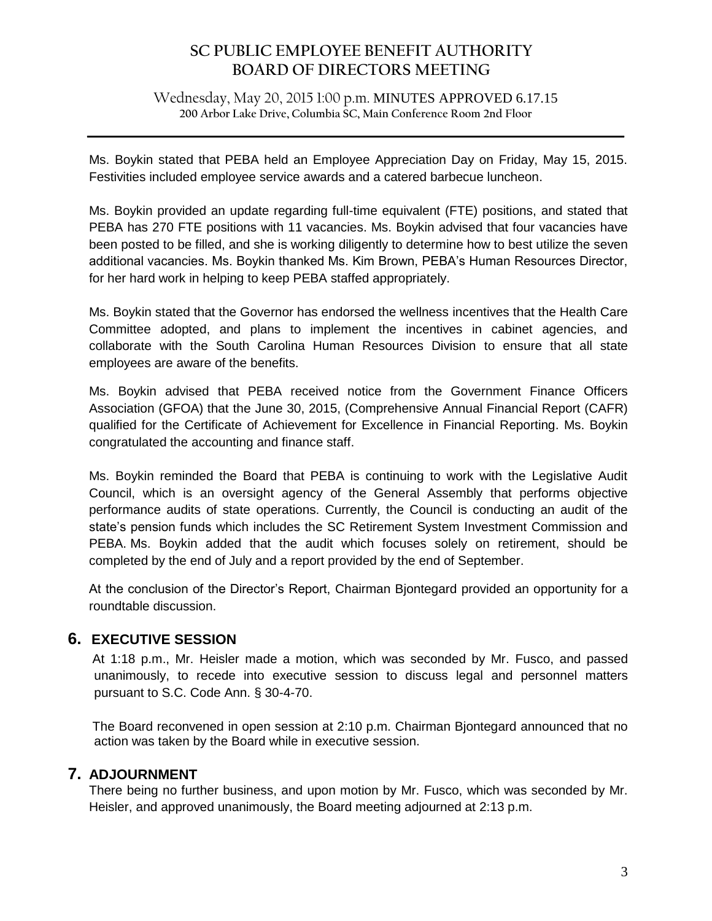Ms. Boykin stated that PEBA held an Employee Appreciation Day on Friday, May 15, 2015. Festivities included employee service awards and a catered barbecue luncheon.

Ms. Boykin provided an update regarding full-time equivalent (FTE) positions, and stated that PEBA has 270 FTE positions with 11 vacancies. Ms. Boykin advised that four vacancies have been posted to be filled, and she is working diligently to determine how to best utilize the seven additional vacancies. Ms. Boykin thanked Ms. Kim Brown, PEBA's Human Resources Director, for her hard work in helping to keep PEBA staffed appropriately.

Ms. Boykin stated that the Governor has endorsed the wellness incentives that the Health Care Committee adopted, and plans to implement the incentives in cabinet agencies, and collaborate with the South Carolina Human Resources Division to ensure that all state employees are aware of the benefits.

Ms. Boykin advised that PEBA received notice from the Government Finance Officers Association (GFOA) that the June 30, 2015, (Comprehensive Annual Financial Report (CAFR) qualified for the Certificate of Achievement for Excellence in Financial Reporting. Ms. Boykin congratulated the accounting and finance staff.

Ms. Boykin reminded the Board that PEBA is continuing to work with the Legislative Audit Council, which is an oversight agency of the General Assembly that performs objective performance audits of state operations. Currently, the Council is conducting an audit of the state's pension funds which includes the SC Retirement System Investment Commission and PEBA. Ms. Boykin added that the audit which focuses solely on retirement, should be completed by the end of July and a report provided by the end of September.

At the conclusion of the Director's Report, Chairman Bjontegard provided an opportunity for a roundtable discussion.

## 6. EXECUTIVE SESSION

At 1:18 p.m., Mr. Heisler made a motion, which was seconded by Mr. Fusco, and passed unanimously, to recede into executive session to discuss legal and personnel matters pursuant to S.C. Code Ann. § 30-4-70.

The Board reconvened in open session at 2:10 p.m. Chairman Bjontegard announced that no action was taken by the Board while in executive session.

## 7. ADJOURNMENT

There being no further business, and upon motion by Mr. Fusco, which was seconded by Mr. Heisler, and approved unanimously, the Board meeting adjourned at 2:13 p.m.